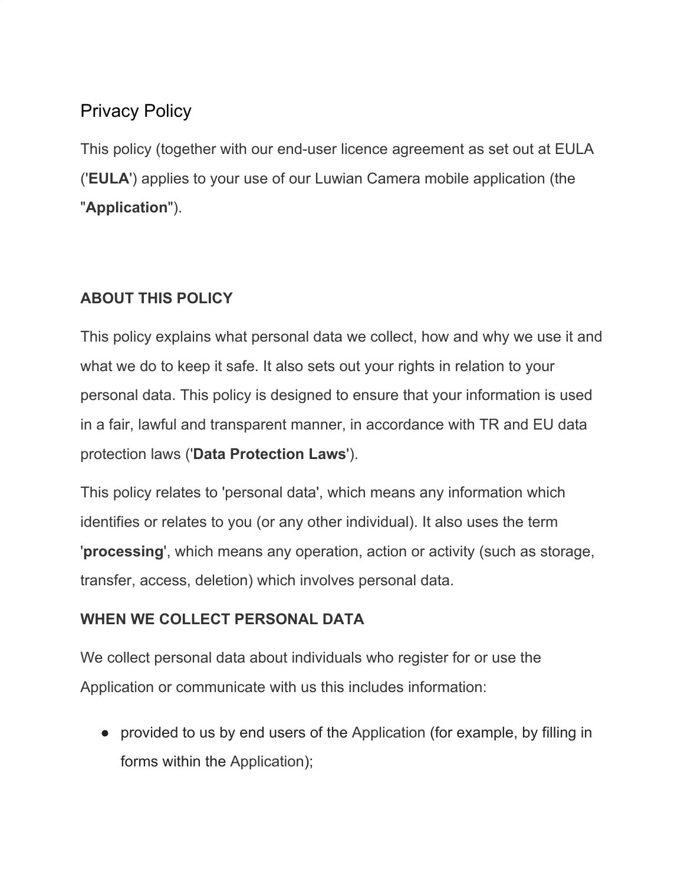# Privacy Policy

This policy (together with our end-user licence agreement as set out at EULA ('**EULA**') applies to your use of our Luwian Camera mobile application (the "**Application**").

## ABOUT THIS POLICY

This policy explains what personal data we collect, how and why we use it and what we do to keep it safe. It also sets out your rights in relation to your personal data. This policy is designed to ensure that your information is used in a fair, lawful and transparent manner, in accordance with TR and EU data protection laws ('**Data Protection Laws**').

This policy relates to 'personal data', which means any information which identifies or relates to you (or any other individual). It also uses the term '**processing**', which means any operation, action or activity (such as storage, transfer, access, deletion) which involves personal data.

## WHEN WE COLLECT PERSONAL DATA

We collect personal data about individuals who register for or use the Application or communicate with us this includes information:

- provided to us by end users of the Application (for example, by filling in forms within the Application);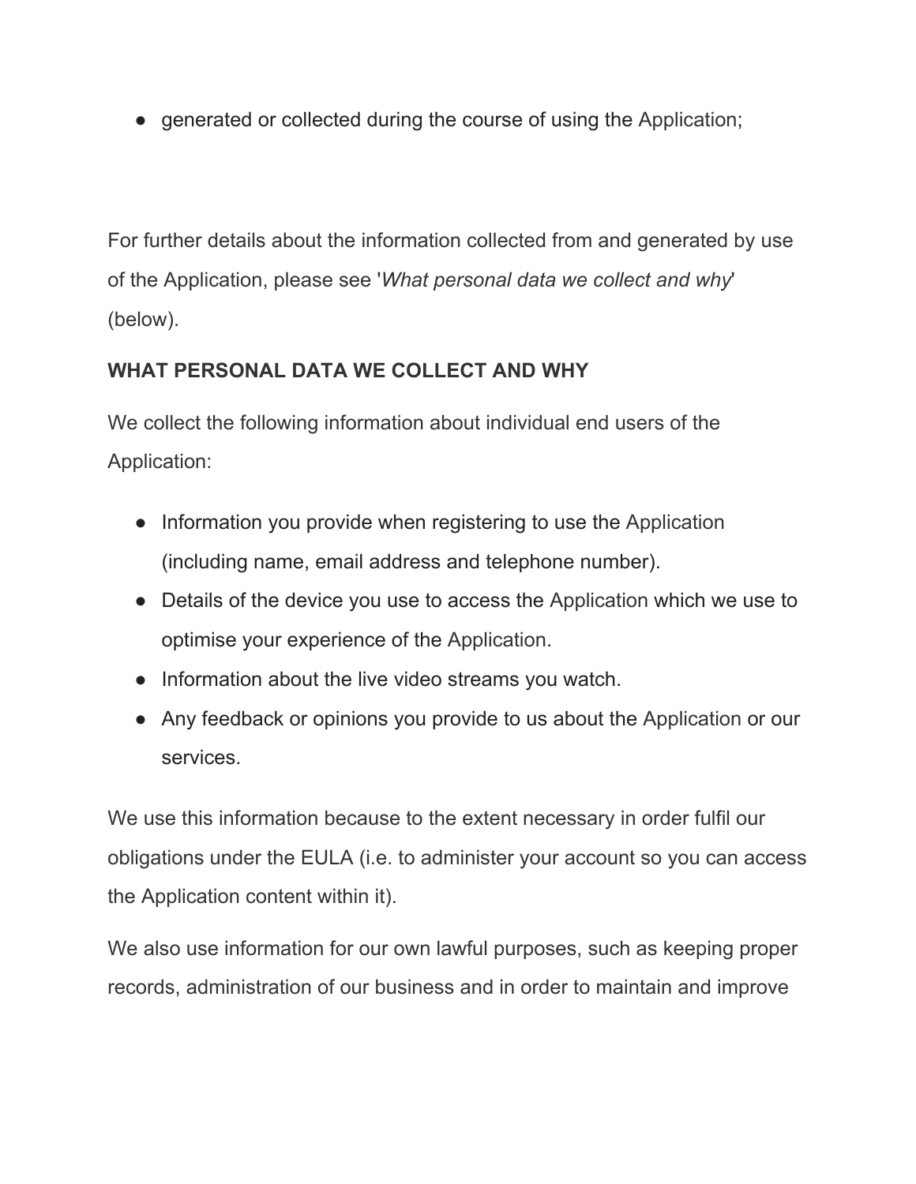- generated or collected during the course of using the Application;

For further details about the information collected from and generated by use of the Application, please see '*What personal data we collect and why*' (below).

**WHAT PERSONAL DATA WE COLLECT AND WHY**

We collect the following information about individual end users of the Application:

- Information you provide when registering to use the Application (including name, email address and telephone number).
- Details of the device you use to access the Application which we use to optimise your experience of the Application.
- Information about the live video streams you watch.
- Any feedback or opinions you provide to us about the Application or our services.

We use this information because to the extent necessary in order fulfil our obligations under the EULA (i.e. to administer your account so you can access the Application content within it).

We also use information for our own lawful purposes, such as keeping proper records, administration of our business and in order to maintain and improve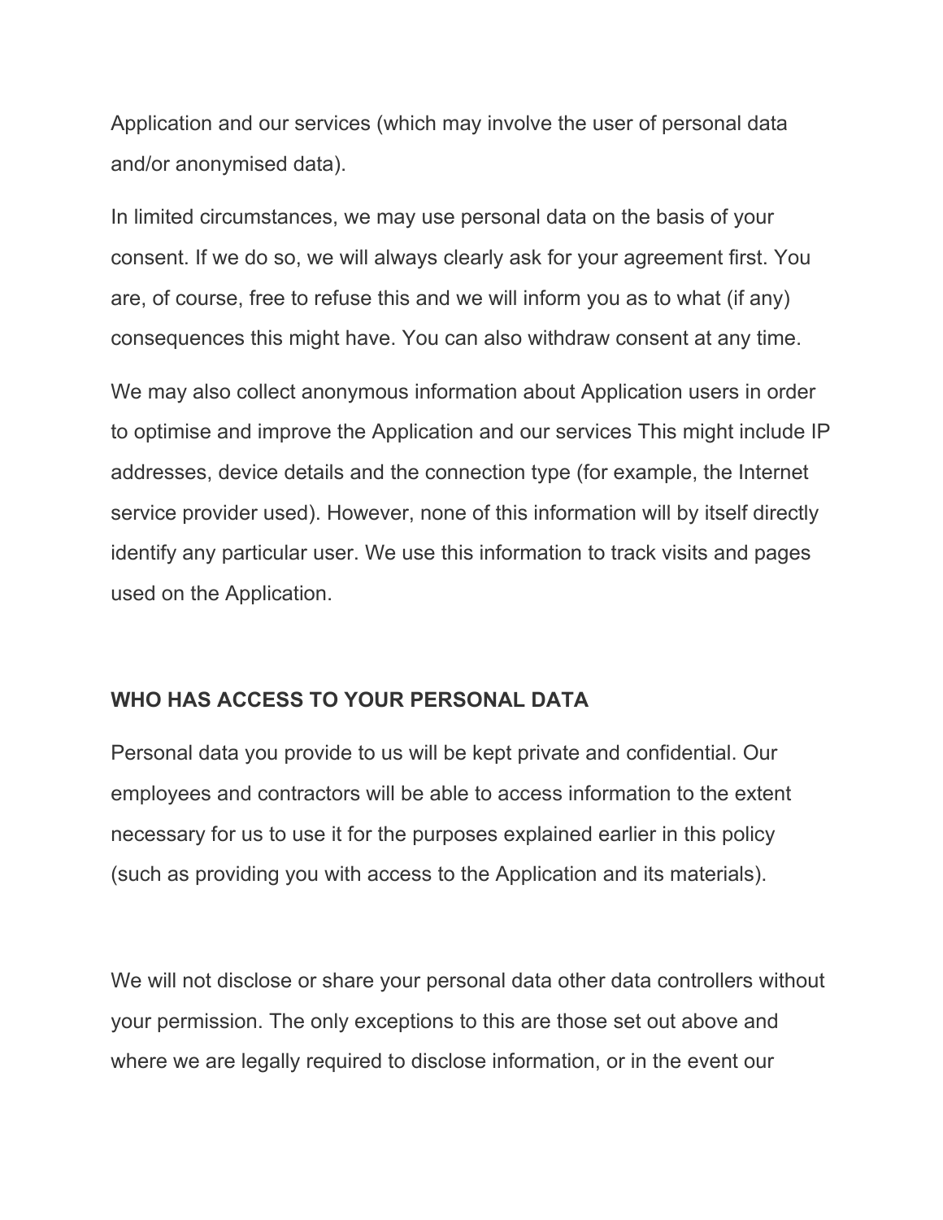Application and our services (which may involve the user of personal data and/or anonymised data).

In limited circumstances, we may use personal data on the basis of your consent. If we do so, we will always clearly ask for your agreement first. You are, of course, free to refuse this and we will inform you as to what (if any) consequences this might have. You can also withdraw consent at any time.

We may also collect anonymous information about Application users in order to optimise and improve the Application and our services This might include IP addresses, device details and the connection type (for example, the Internet service provider used). However, none of this information will by itself directly identify any particular user. We use this information to track visits and pages used on the Application.

## WHO HAS ACCESS TO YOUR PERSONAL DATA

Personal data you provide to us will be kept private and confidential. Our employees and contractors will be able to access information to the extent necessary for us to use it for the purposes explained earlier in this policy (such as providing you with access to the Application and its materials).

We will not disclose or share your personal data other data controllers without your permission. The only exceptions to this are those set out above and where we are legally required to disclose information, or in the event our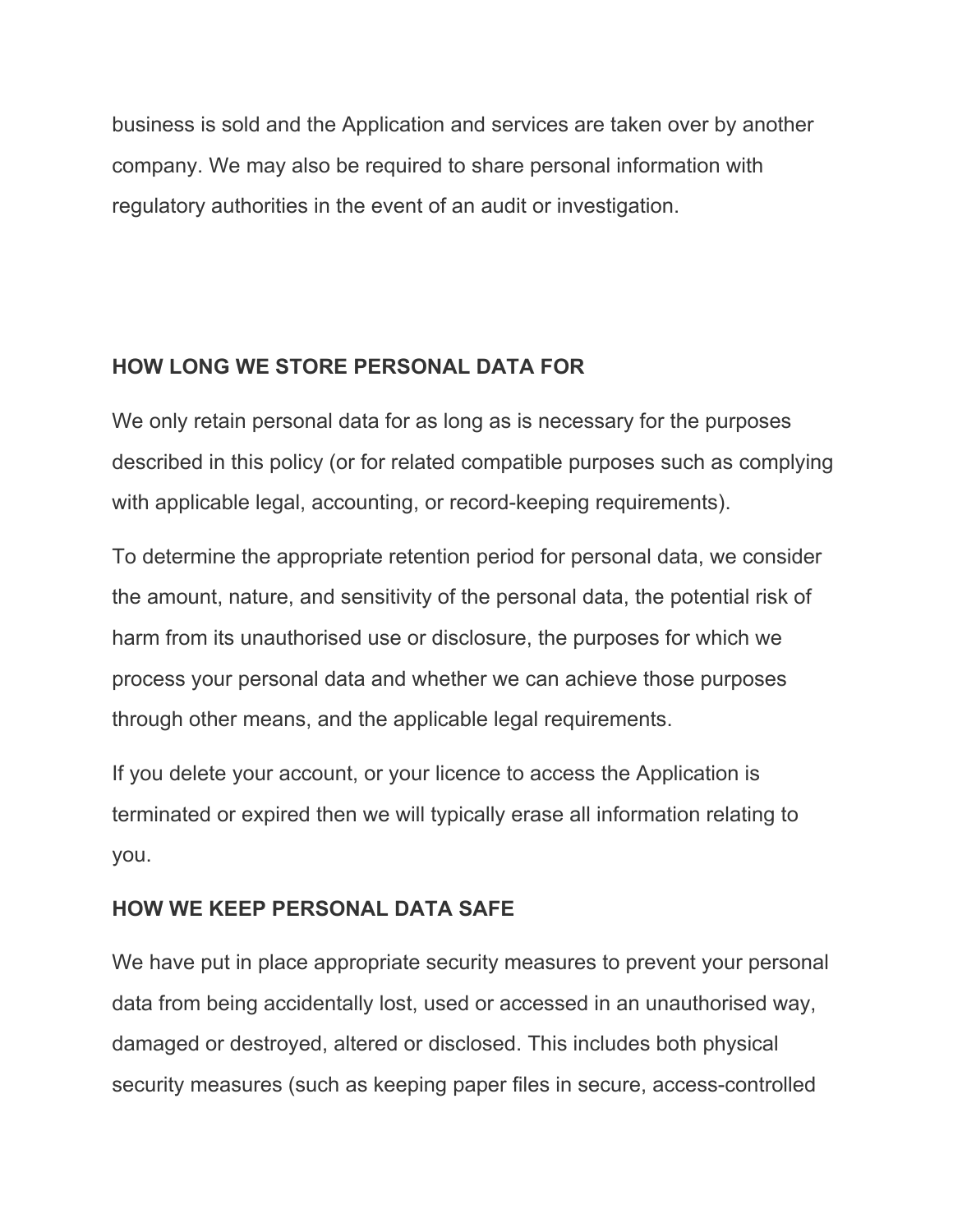business is sold and the Application and services are taken over by another company. We may also be required to share personal information with regulatory authorities in the event of an audit or investigation.

## HOW LONG WE STORE PERSONAL DATA FOR

We only retain personal data for as long as is necessary for the purposes described in this policy (or for related compatible purposes such as complying with applicable legal, accounting, or record-keeping requirements).

To determine the appropriate retention period for personal data, we consider the amount, nature, and sensitivity of the personal data, the potential risk of harm from its unauthorised use or disclosure, the purposes for which we process your personal data and whether we can achieve those purposes through other means, and the applicable legal requirements.

If you delete your account, or your licence to access the Application is terminated or expired then we will typically erase all information relating to you.

## HOW WE KEEP PERSONAL DATA SAFE

We have put in place appropriate security measures to prevent your personal data from being accidentally lost, used or accessed in an unauthorised way, damaged or destroyed, altered or disclosed. This includes both physical security measures (such as keeping paper files in secure, access-controlled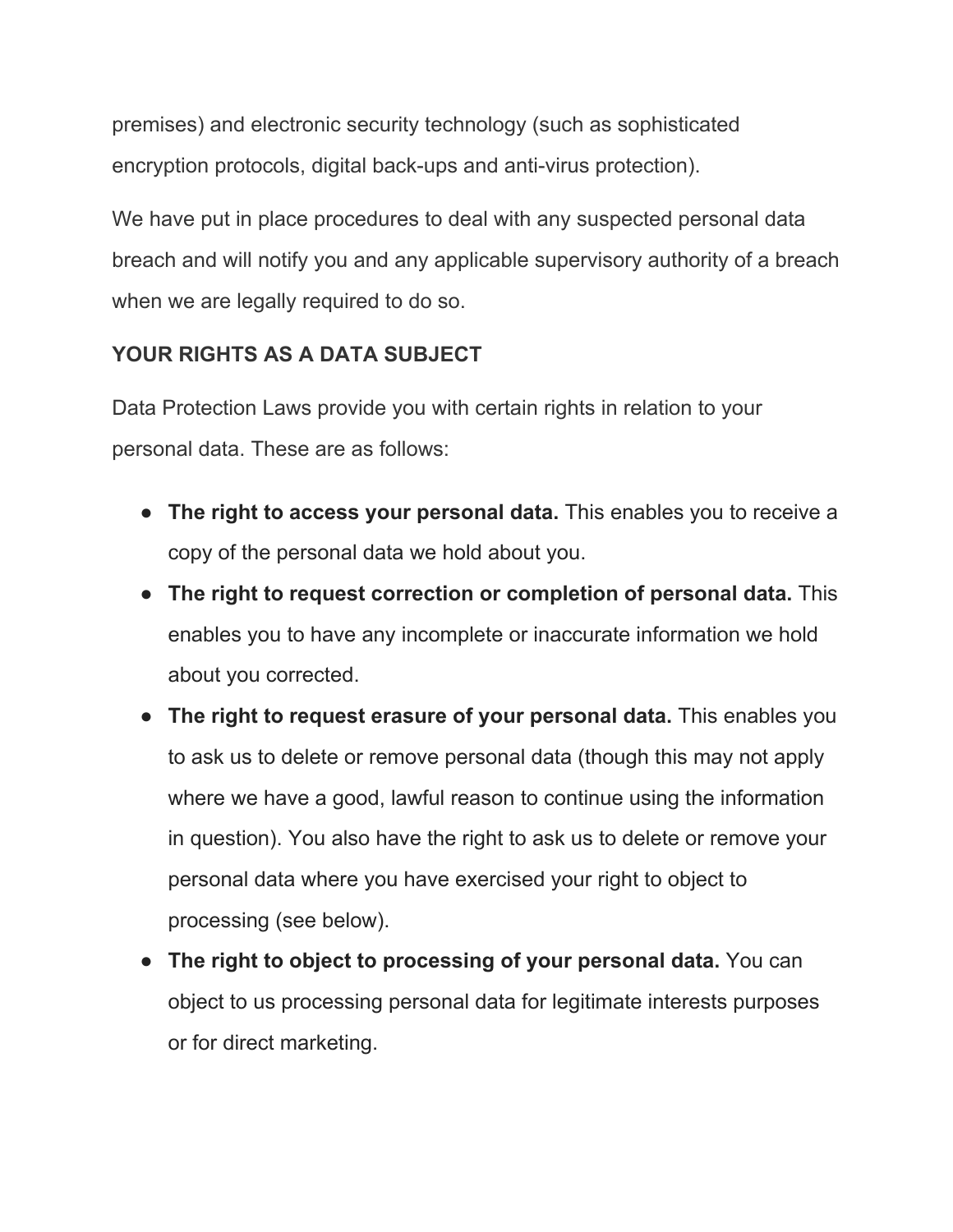premises) and electronic security technology (such as sophisticated encryption protocols, digital back-ups and anti-virus protection).

We have put in place procedures to deal with any suspected personal data breach and will notify you and any applicable supervisory authority of a breach when we are legally required to do so.

## YOUR RIGHTS AS A DATA SUBJECT

Data Protection Laws provide you with certain rights in relation to your personal data. These are as follows:

- **The right to access your personal data.** This enables you to receive a copy of the personal data we hold about you.
- **The right to request correction or completion of personal data.** This enables you to have any incomplete or inaccurate information we hold about you corrected.
- **The right to request erasure of your personal data.** This enables you to ask us to delete or remove personal data (though this may not apply where we have a good, lawful reason to continue using the information in question). You also have the right to ask us to delete or remove your personal data where you have exercised your right to object to processing (see below).
- **The right to object to processing of your personal data.** You can object to us processing personal data for legitimate interests purposes or for direct marketing.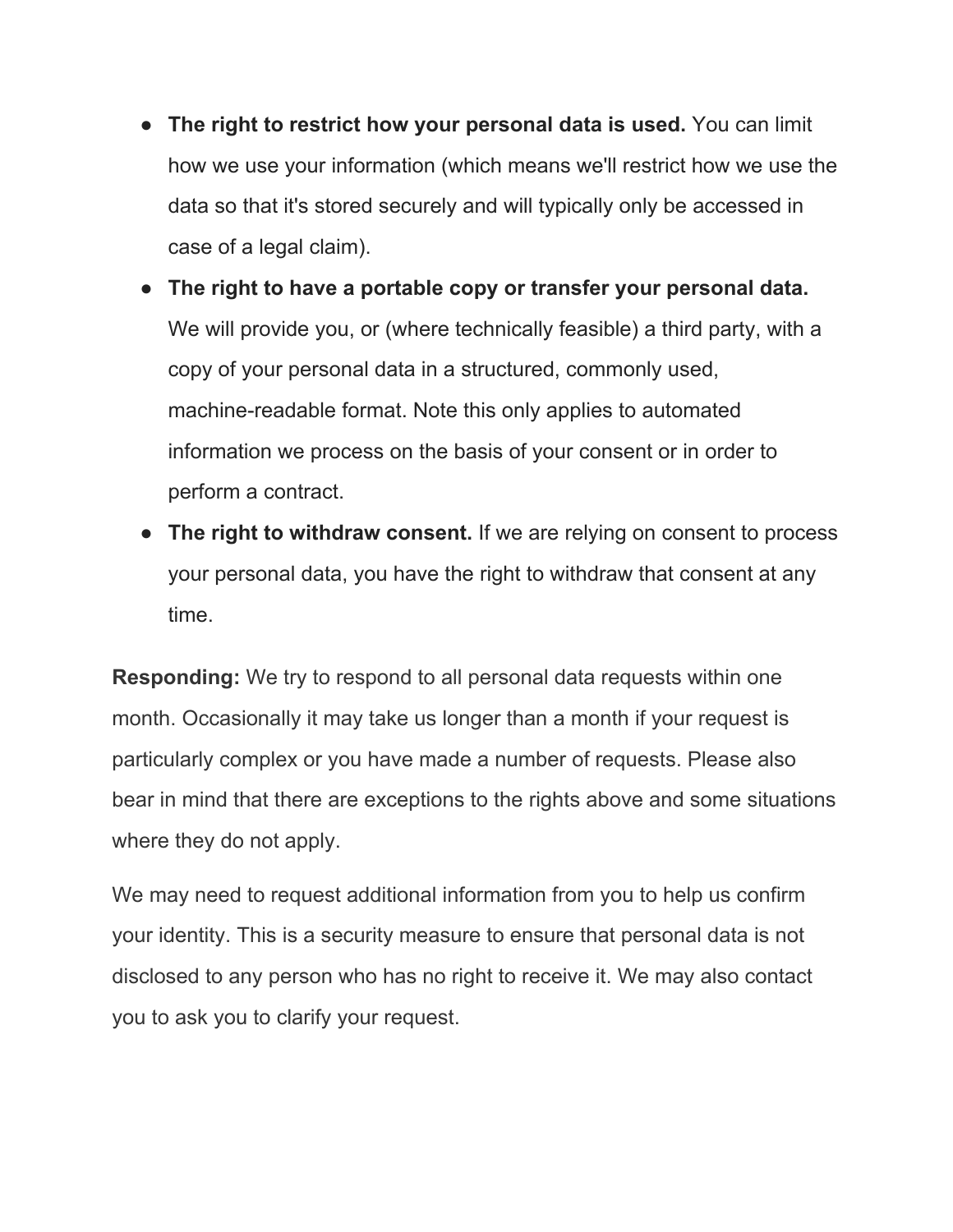- **The right to restrict how your personal data is used.** You can limit how we use your information (which means we'll restrict how we use the data so that it's stored securely and will typically only be accessed in case of a legal claim).
- **The right to have a portable copy or transfer your personal data.** We will provide you, or (where technically feasible) a third party, with a copy of your personal data in a structured, commonly used, machine-readable format. Note this only applies to automated information we process on the basis of your consent or in order to perform a contract.
- **The right to withdraw consent.** If we are relying on consent to process your personal data, you have the right to withdraw that consent at any time.

**Responding:** We try to respond to all personal data requests within one month. Occasionally it may take us longer than a month if your request is particularly complex or you have made a number of requests. Please also bear in mind that there are exceptions to the rights above and some situations where they do not apply.

We may need to request additional information from you to help us confirm your identity. This is a security measure to ensure that personal data is not disclosed to any person who has no right to receive it. We may also contact you to ask you to clarify your request.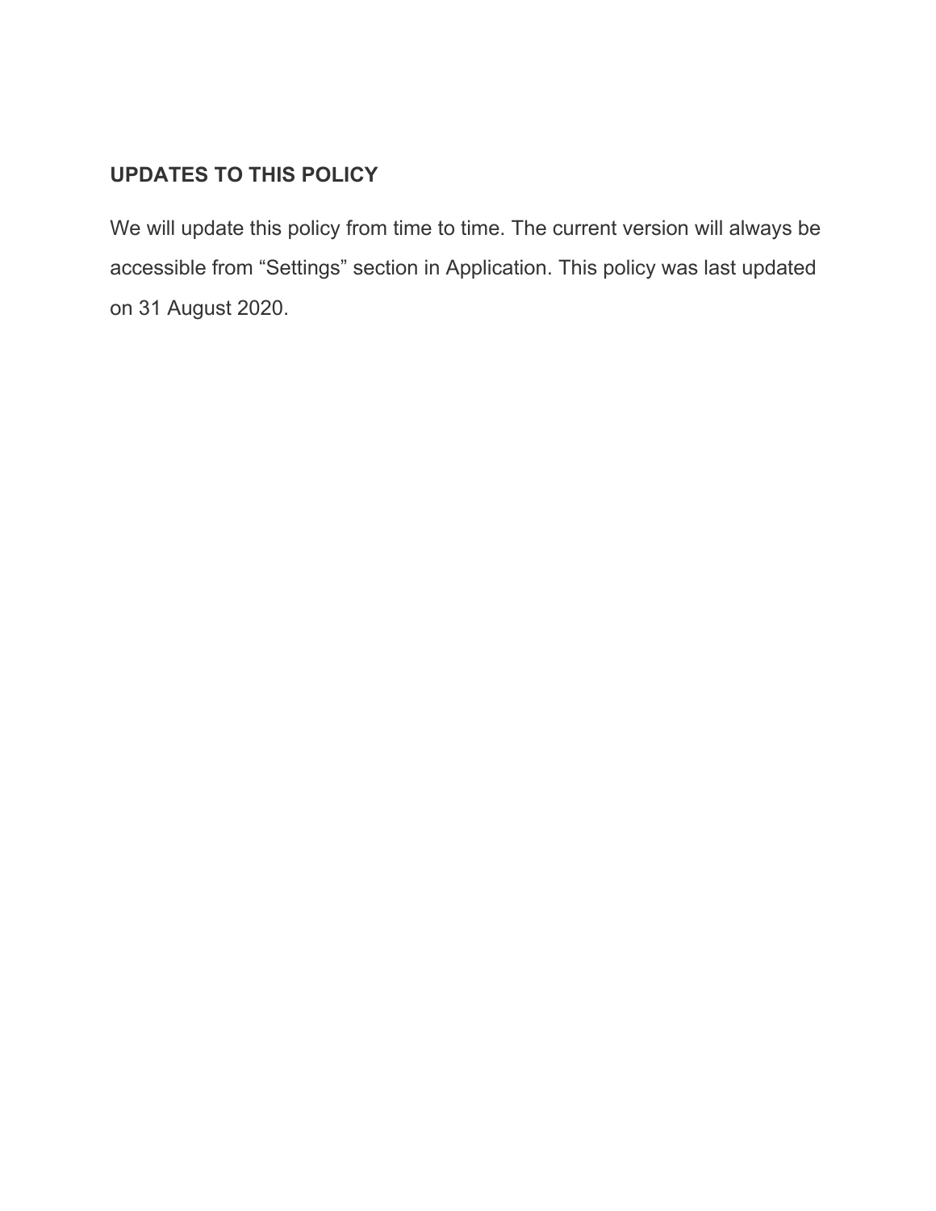## UPDATES TO THIS POLICY

We will update this policy from time to time. The current version will always be accessible from “Settings” section in Application. This policy was last updated on 31 August 2020.